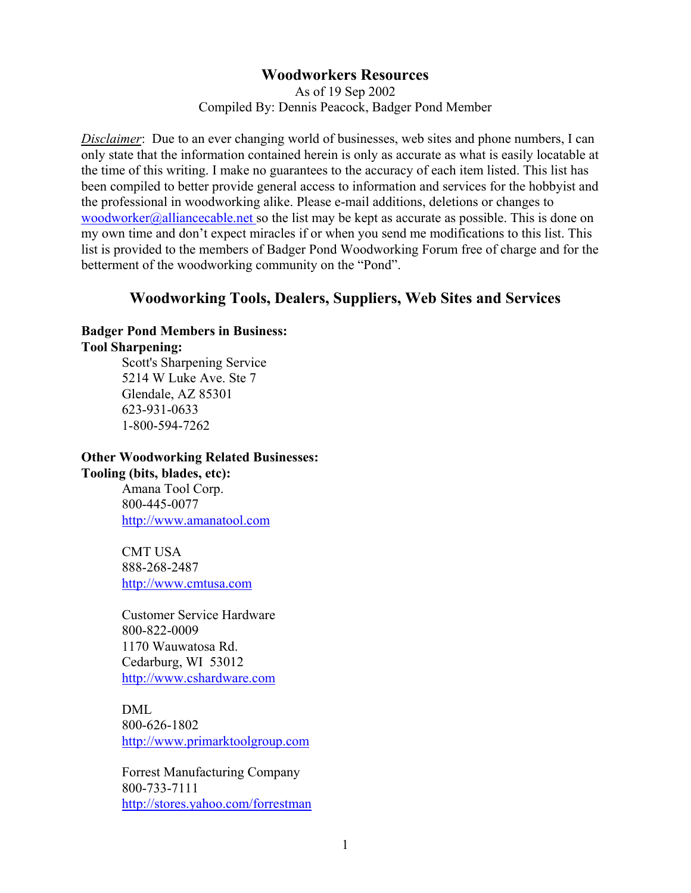# Woodworkers Resources

As of 19 Sep 2002
Compiled By: Dennis Peacock, Badger Pond Member

*Disclaimer*: Due to an ever changing world of businesses, web sites and phone numbers, I can only state that the information contained herein is only as accurate as what is easily locatable at the time of this writing. I make no guarantees to the accuracy of each item listed. This list has been compiled to better provide general access to information and services for the hobbyist and the professional in woodworking alike. Please e-mail additions, deletions or changes to woodworker@alliancecable.net so the list may be kept as accurate as possible. This is done on my own time and don't expect miracles if or when you send me modifications to this list. This list is provided to the members of Badger Pond Woodworking Forum free of charge and for the betterment of the woodworking community on the "Pond".

## Woodworking Tools, Dealers, Suppliers, Web Sites and Services

**Badger Pond Members in Business:**

**Tool Sharpening:**

Scott's Sharpening Service
5214 W Luke Ave. Ste 7
Glendale, AZ 85301
623-931-0633
1-800-594-7262

**Other Woodworking Related Businesses:**

**Tooling (bits, blades, etc):**

Amana Tool Corp.
800-445-0077
http://www.amanatool.com

CMT USA
888-268-2487
http://www.cmtusa.com

Customer Service Hardware
800-822-0009
1170 Wauwatosa Rd.
Cedarburg, WI 53012
http://www.cshardware.com

DML
800-626-1802
http://www.primarktoolgroup.com

Forrest Manufacturing Company
800-733-7111
http://stores.yahoo.com/forrestman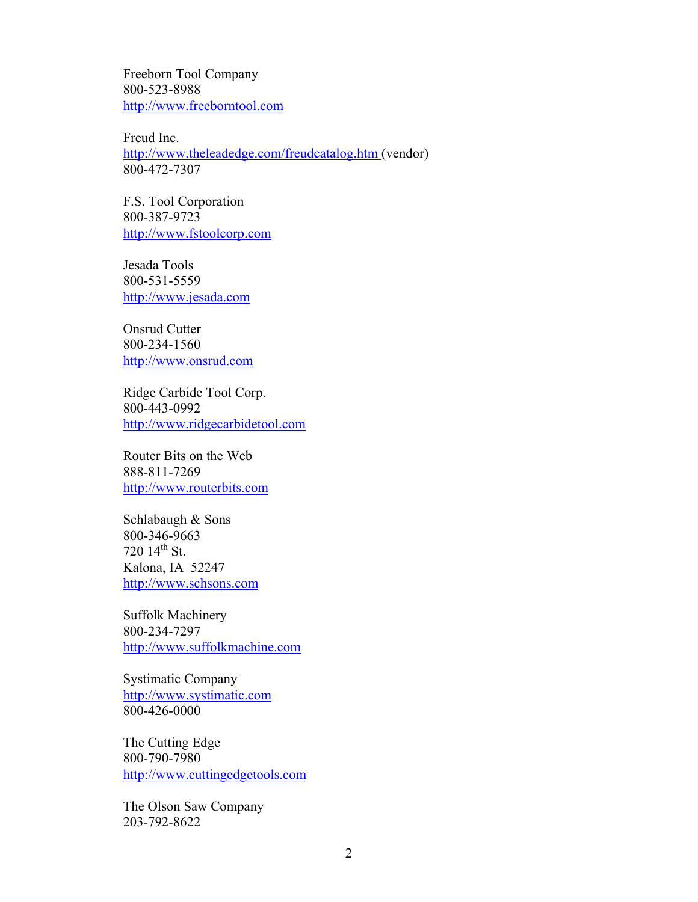Freeborn Tool Company
800-523-8988
http://www.freeborntool.com

Freud Inc.
http://www.theleadedge.com/freudcatalog.htm (vendor)
800-472-7307

F.S. Tool Corporation
800-387-9723
http://www.fstoolcorp.com

Jesada Tools
800-531-5559
http://www.jesada.com

Onsrud Cutter
800-234-1560
http://www.onsrud.com

Ridge Carbide Tool Corp.
800-443-0992
http://www.ridgecarbidetool.com

Router Bits on the Web
888-811-7269
http://www.routerbits.com

Schlabaugh & Sons
800-346-9663
720 14th St.
Kalona, IA 52247
http://www.schsons.com

Suffolk Machinery
800-234-7297
http://www.suffolkmachine.com

Systimatic Company
http://www.systimatic.com
800-426-0000

The Cutting Edge
800-790-7980
http://www.cuttingedgetools.com

The Olson Saw Company
203-792-8622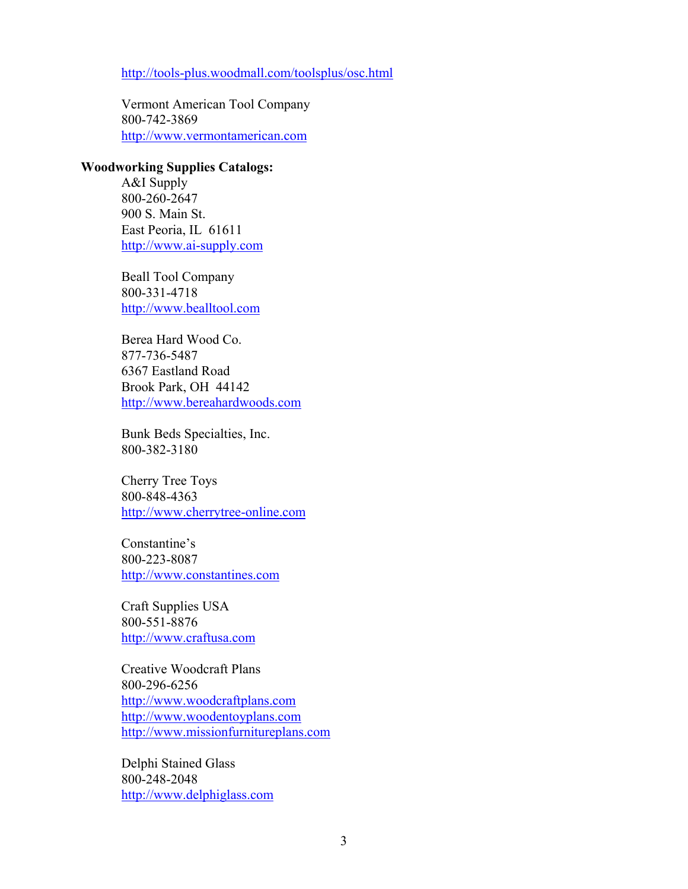http://tools-plus.woodmall.com/toolsplus/osc.html

Vermont American Tool Company
800-742-3869
http://www.vermontamerican.com

**Woodworking Supplies Catalogs:**

A&I Supply
800-260-2647
900 S. Main St.
East Peoria, IL 61611
http://www.ai-supply.com

Beall Tool Company
800-331-4718
http://www.bealltool.com

Berea Hard Wood Co.
877-736-5487
6367 Eastland Road
Brook Park, OH 44142
http://www.bereahardwoods.com

Bunk Beds Specialties, Inc.
800-382-3180

Cherry Tree Toys
800-848-4363
http://www.cherrytree-online.com

Constantine's
800-223-8087
http://www.constantines.com

Craft Supplies USA
800-551-8876
http://www.craftusa.com

Creative Woodcraft Plans
800-296-6256
http://www.woodcraftplans.com
http://www.woodentoyplans.com
http://www.missionfurnitureplans.com

Delphi Stained Glass
800-248-2048
http://www.delphiglass.com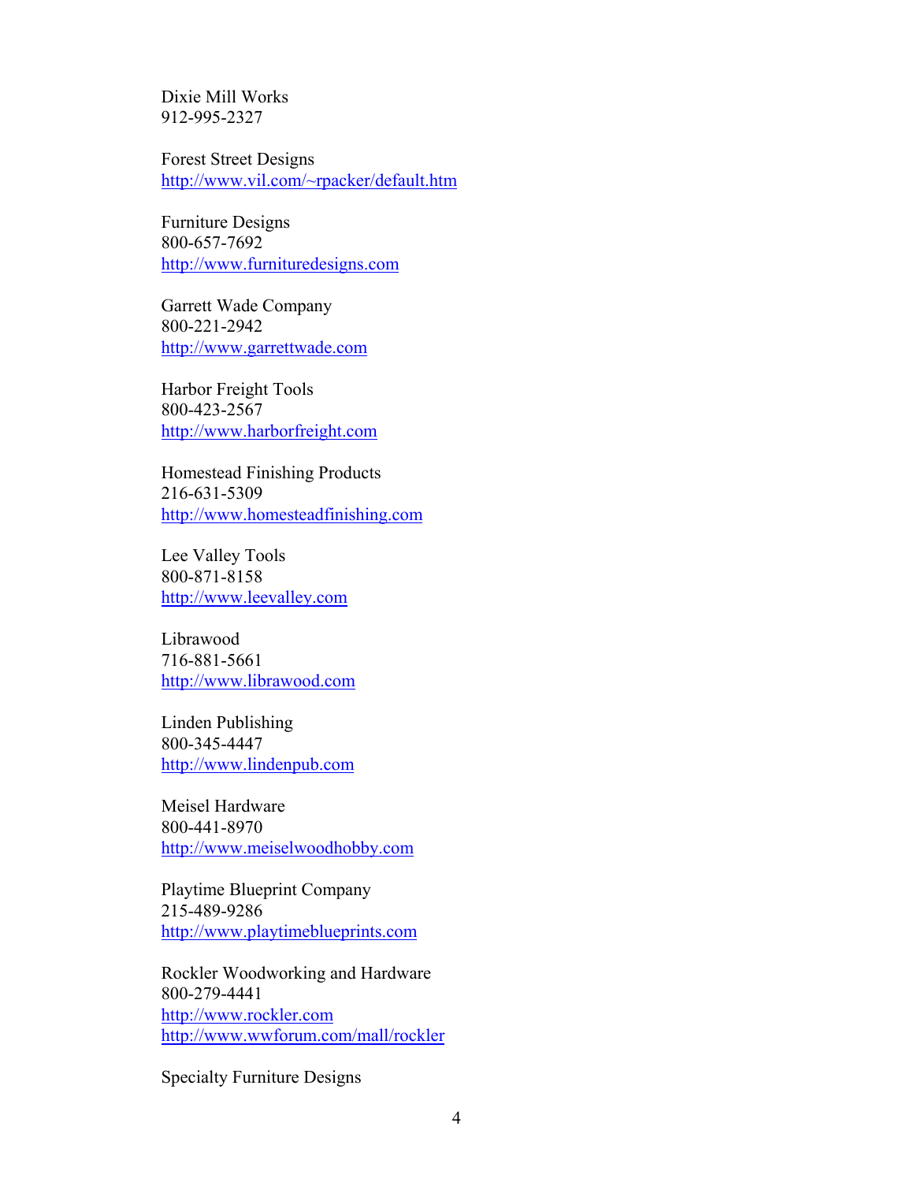Dixie Mill Works
912-995-2327

Forest Street Designs
http://www.vil.com/~rpacker/default.htm

Furniture Designs
800-657-7692
http://www.furnituredesigns.com

Garrett Wade Company
800-221-2942
http://www.garrettwade.com

Harbor Freight Tools
800-423-2567
http://www.harborfreight.com

Homestead Finishing Products
216-631-5309
http://www.homesteadfinishing.com

Lee Valley Tools
800-871-8158
http://www.leevalley.com

Librawood
716-881-5661
http://www.librawood.com

Linden Publishing
800-345-4447
http://www.lindenpub.com

Meisel Hardware
800-441-8970
http://www.meiselwoodhobby.com

Playtime Blueprint Company
215-489-9286
http://www.playtimeblueprints.com

Rockler Woodworking and Hardware
800-279-4441
http://www.rockler.com
http://www.wwforum.com/mall/rockler

Specialty Furniture Designs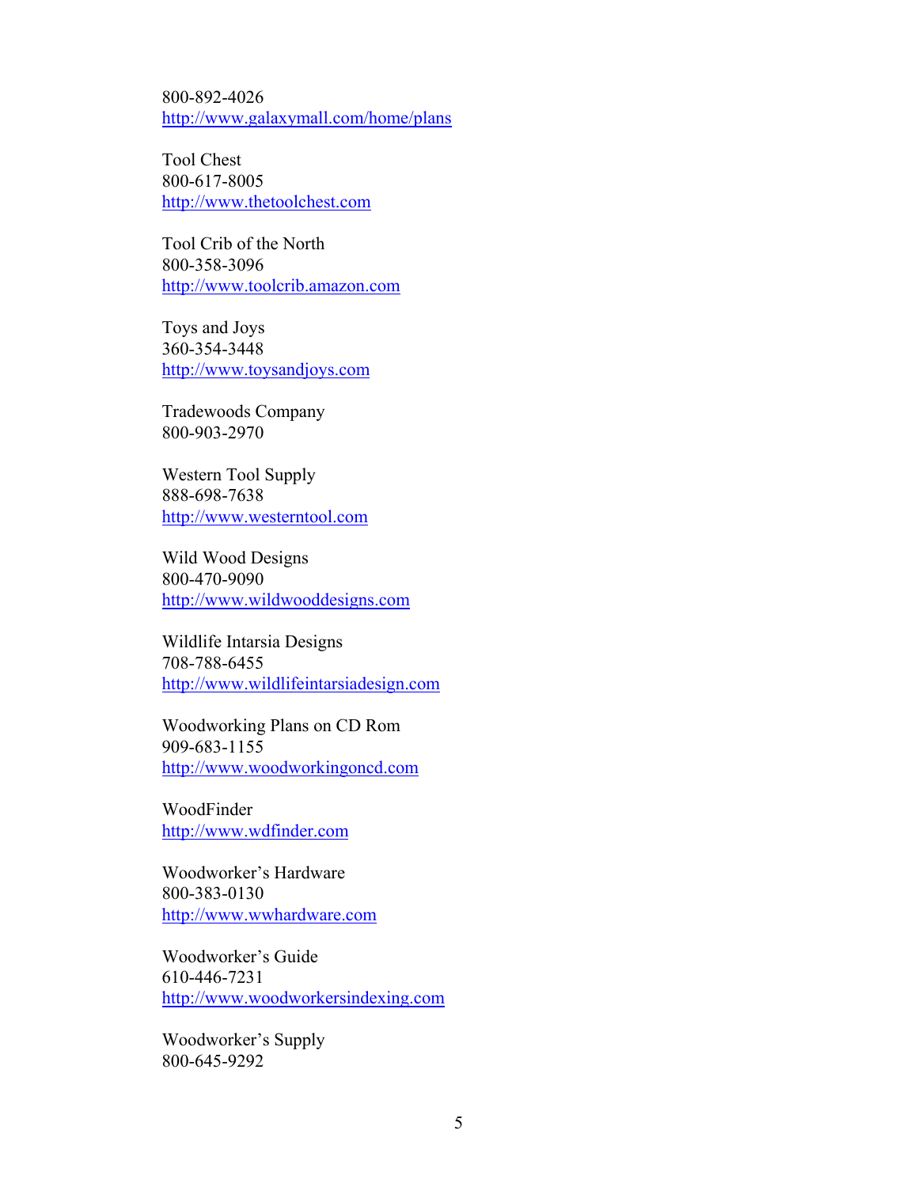800-892-4026
http://www.galaxymall.com/home/plans

Tool Chest
800-617-8005
http://www.thetoolchest.com

Tool Crib of the North
800-358-3096
http://www.toolcrib.amazon.com

Toys and Joys
360-354-3448
http://www.toysandjoys.com

Tradewoods Company
800-903-2970

Western Tool Supply
888-698-7638
http://www.westerntool.com

Wild Wood Designs
800-470-9090
http://www.wildwooddesigns.com

Wildlife Intarsia Designs
708-788-6455
http://www.wildlifeintarsiadesign.com

Woodworking Plans on CD Rom
909-683-1155
http://www.woodworkingoncd.com

WoodFinder
http://www.wdfinder.com

Woodworker's Hardware
800-383-0130
http://www.wwhardware.com

Woodworker's Guide
610-446-7231
http://www.woodworkersindexing.com

Woodworker's Supply
800-645-9292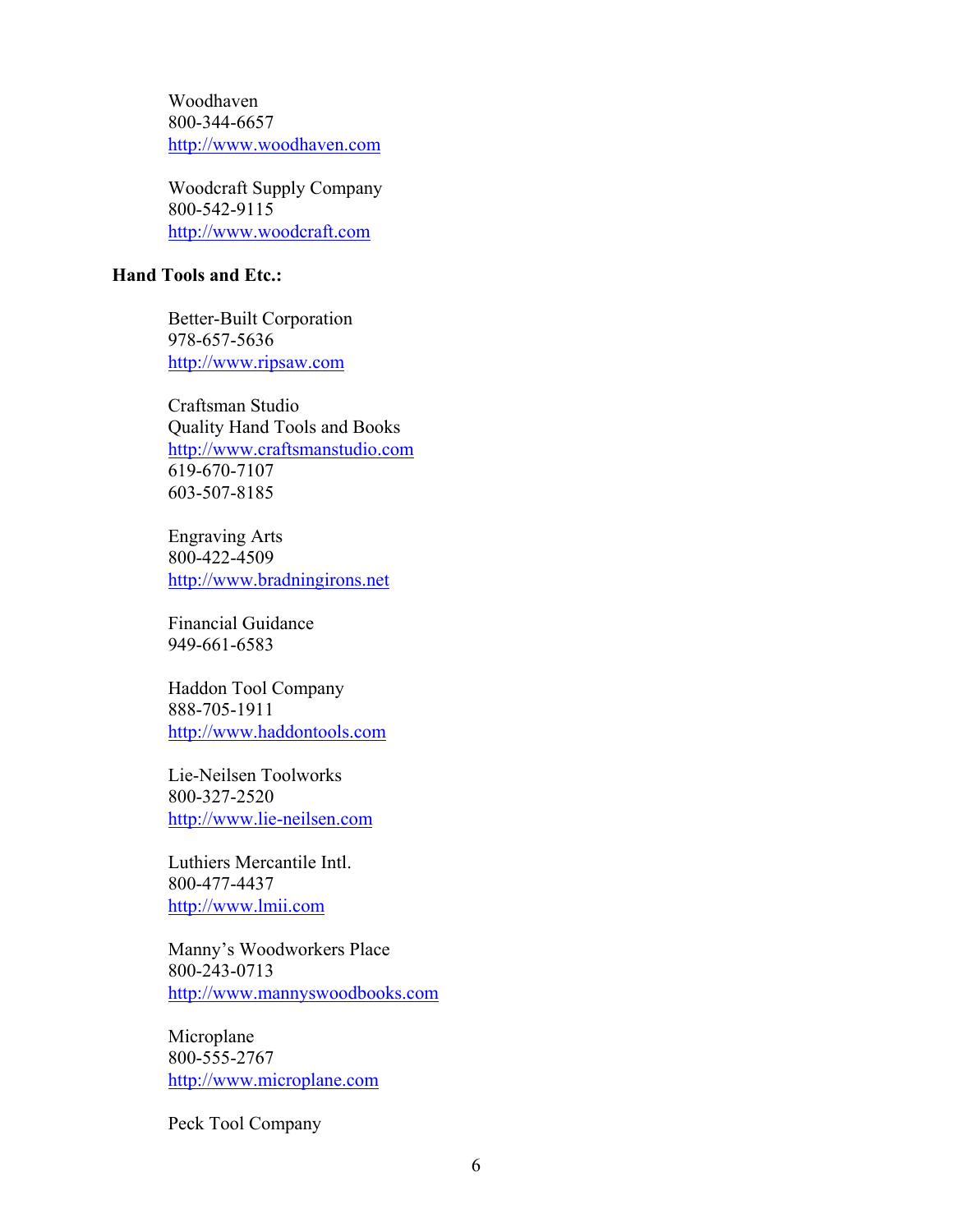Woodhaven
800-344-6657
http://www.woodhaven.com

Woodcraft Supply Company
800-542-9115
http://www.woodcraft.com

**Hand Tools and Etc.:**

Better-Built Corporation
978-657-5636
http://www.ripsaw.com

Craftsman Studio
Quality Hand Tools and Books
http://www.craftsmanstudio.com
619-670-7107
603-507-8185

Engraving Arts
800-422-4509
http://www.bradningirons.net

Financial Guidance
949-661-6583

Haddon Tool Company
888-705-1911
http://www.haddontools.com

Lie-Neilsen Toolworks
800-327-2520
http://www.lie-neilsen.com

Luthiers Mercantile Intl.
800-477-4437
http://www.lmii.com

Manny's Woodworkers Place
800-243-0713
http://www.mannyswoodbooks.com

Microplane
800-555-2767
http://www.microplane.com

Peck Tool Company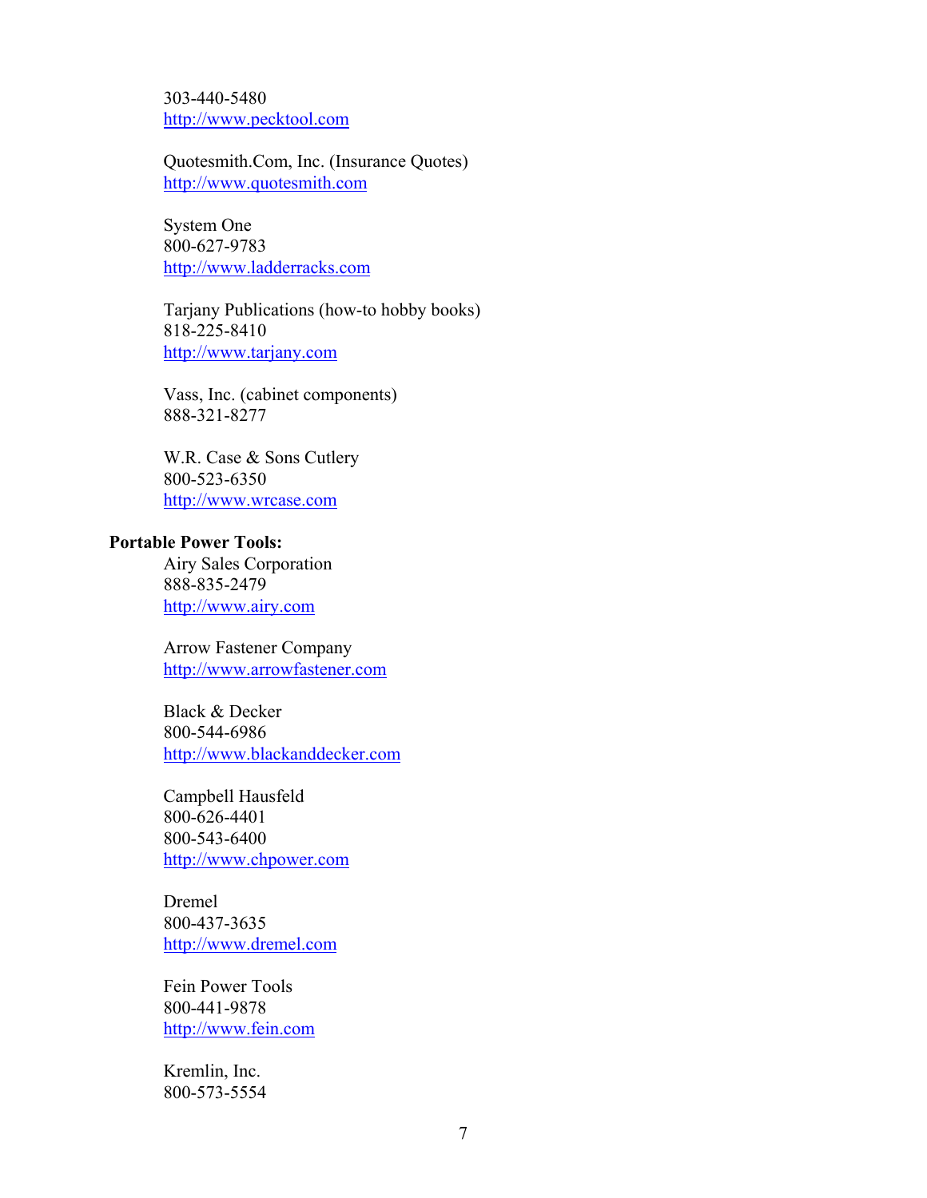303-440-5480
http://www.pecktool.com

Quotesmith.Com, Inc. (Insurance Quotes)
http://www.quotesmith.com

System One
800-627-9783
http://www.ladderracks.com

Tarjany Publications (how-to hobby books)
818-225-8410
http://www.tarjany.com

Vass, Inc. (cabinet components)
888-321-8277

W.R. Case & Sons Cutlery
800-523-6350
http://www.wrcase.com

**Portable Power Tools:**

Airy Sales Corporation
888-835-2479
http://www.airy.com

Arrow Fastener Company
http://www.arrowfastener.com

Black & Decker
800-544-6986
http://www.blackanddecker.com

Campbell Hausfeld
800-626-4401
800-543-6400
http://www.chpower.com

Dremel
800-437-3635
http://www.dremel.com

Fein Power Tools
800-441-9878
http://www.fein.com

Kremlin, Inc.
800-573-5554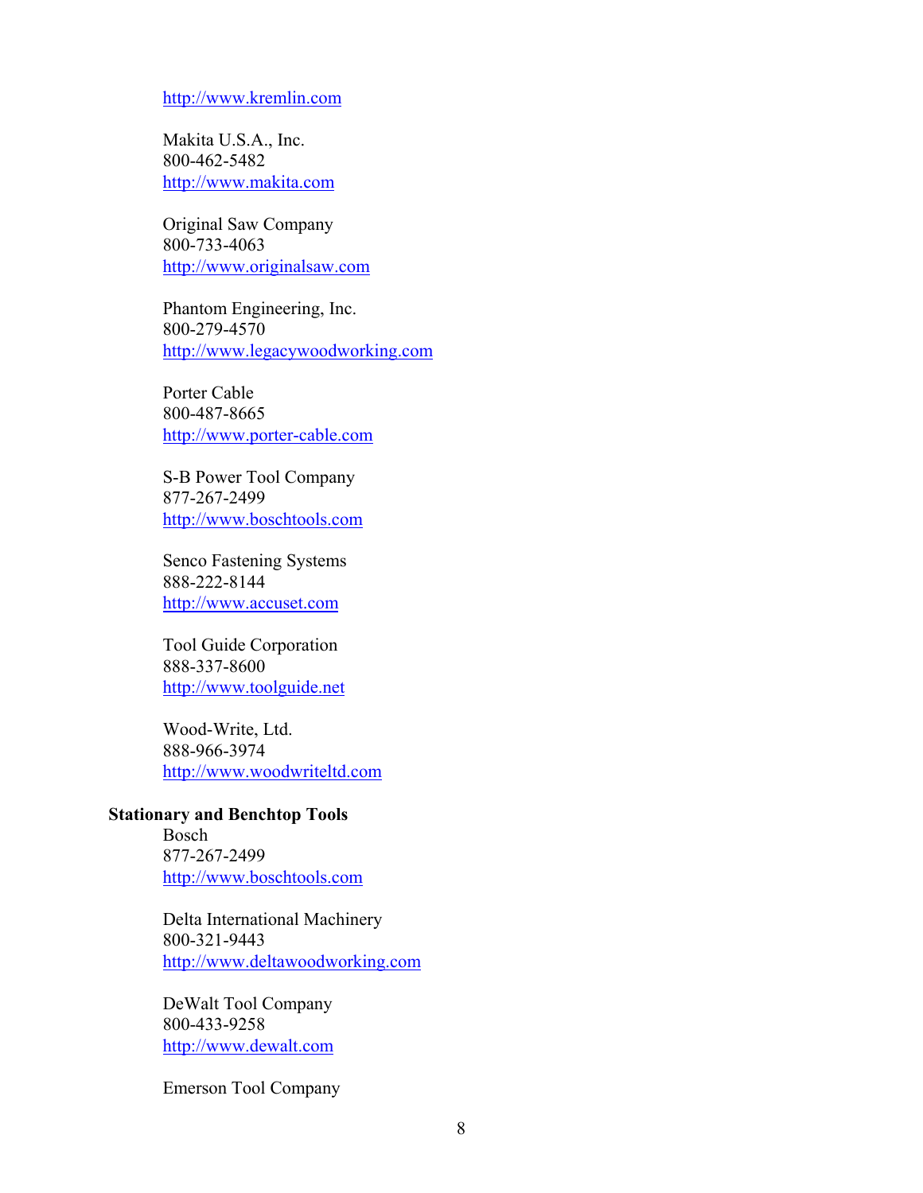http://www.kremlin.com

Makita U.S.A., Inc.
800-462-5482
http://www.makita.com

Original Saw Company
800-733-4063
http://www.originalsaw.com

Phantom Engineering, Inc.
800-279-4570
http://www.legacywoodworking.com

Porter Cable
800-487-8665
http://www.porter-cable.com

S-B Power Tool Company
877-267-2499
http://www.boschtools.com

Senco Fastening Systems
888-222-8144
http://www.accuset.com

Tool Guide Corporation
888-337-8600
http://www.toolguide.net

Wood-Write, Ltd.
888-966-3974
http://www.woodwriteltd.com

**Stationary and Benchtop Tools**

Bosch
877-267-2499
http://www.boschtools.com

Delta International Machinery
800-321-9443
http://www.deltawoodworking.com

DeWalt Tool Company
800-433-9258
http://www.dewalt.com

Emerson Tool Company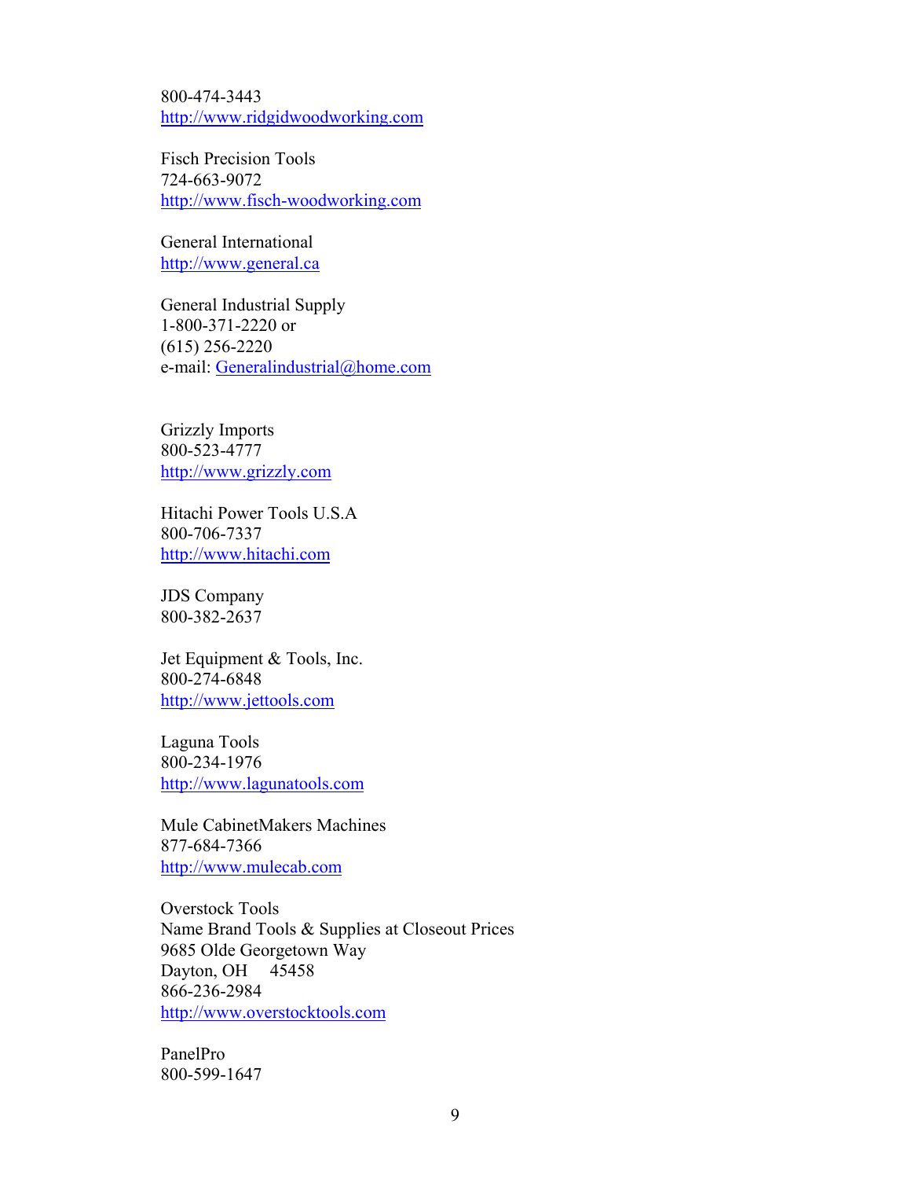800-474-3443
http://www.ridgidwoodworking.com

Fisch Precision Tools
724-663-9072
http://www.fisch-woodworking.com

General International
http://www.general.ca

General Industrial Supply
1-800-371-2220 or
(615) 256-2220
e-mail: Generalindustrial@home.com

Grizzly Imports
800-523-4777
http://www.grizzly.com

Hitachi Power Tools U.S.A
800-706-7337
http://www.hitachi.com

JDS Company
800-382-2637

Jet Equipment & Tools, Inc.
800-274-6848
http://www.jettools.com

Laguna Tools
800-234-1976
http://www.lagunatools.com

Mule CabinetMakers Machines
877-684-7366
http://www.mulecab.com

Overstock Tools
Name Brand Tools & Supplies at Closeout Prices
9685 Olde Georgetown Way
Dayton, OH 45458
866-236-2984
http://www.overstocktools.com

PanelPro
800-599-1647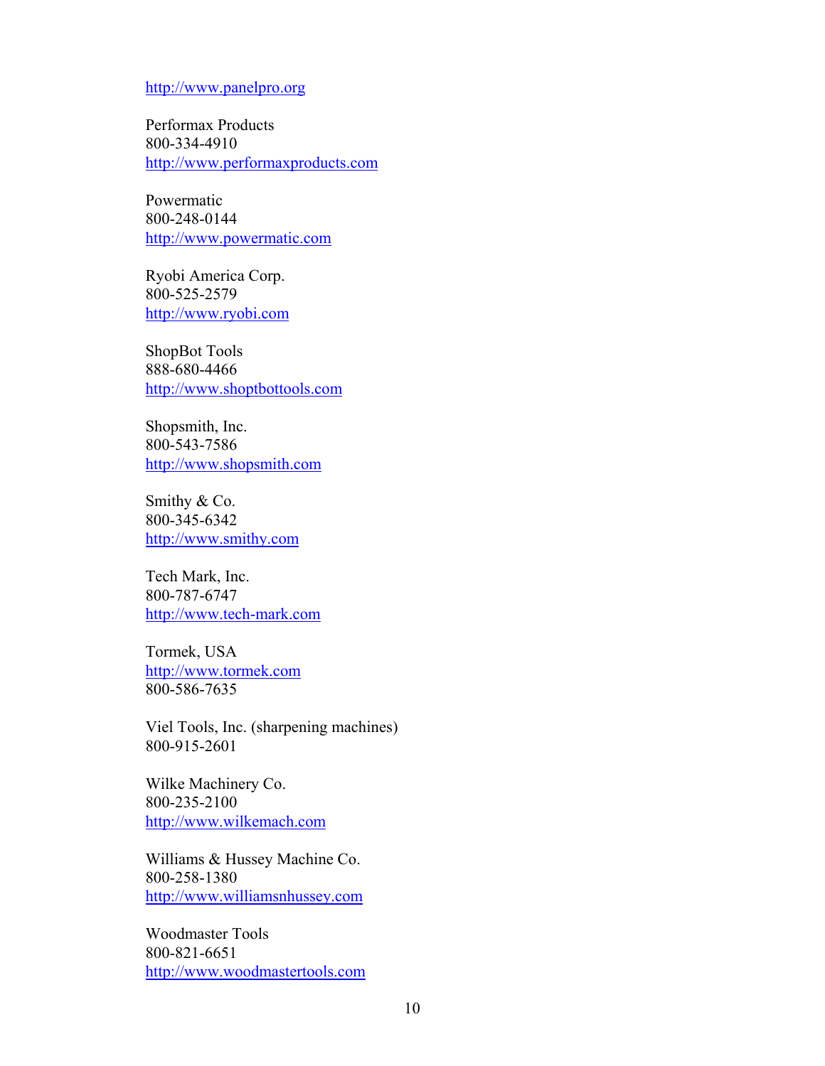http://www.panelpro.org

Performax Products
800-334-4910
http://www.performaxproducts.com

Powermatic
800-248-0144
http://www.powermatic.com

Ryobi America Corp.
800-525-2579
http://www.ryobi.com

ShopBot Tools
888-680-4466
http://www.shoptbottools.com

Shopsmith, Inc.
800-543-7586
http://www.shopsmith.com

Smithy & Co.
800-345-6342
http://www.smithy.com

Tech Mark, Inc.
800-787-6747
http://www.tech-mark.com

Tormek, USA
http://www.tormek.com
800-586-7635

Viel Tools, Inc. (sharpening machines)
800-915-2601

Wilke Machinery Co.
800-235-2100
http://www.wilkemach.com

Williams & Hussey Machine Co.
800-258-1380
http://www.williamsnhussey.com

Woodmaster Tools
800-821-6651
http://www.woodmastertools.com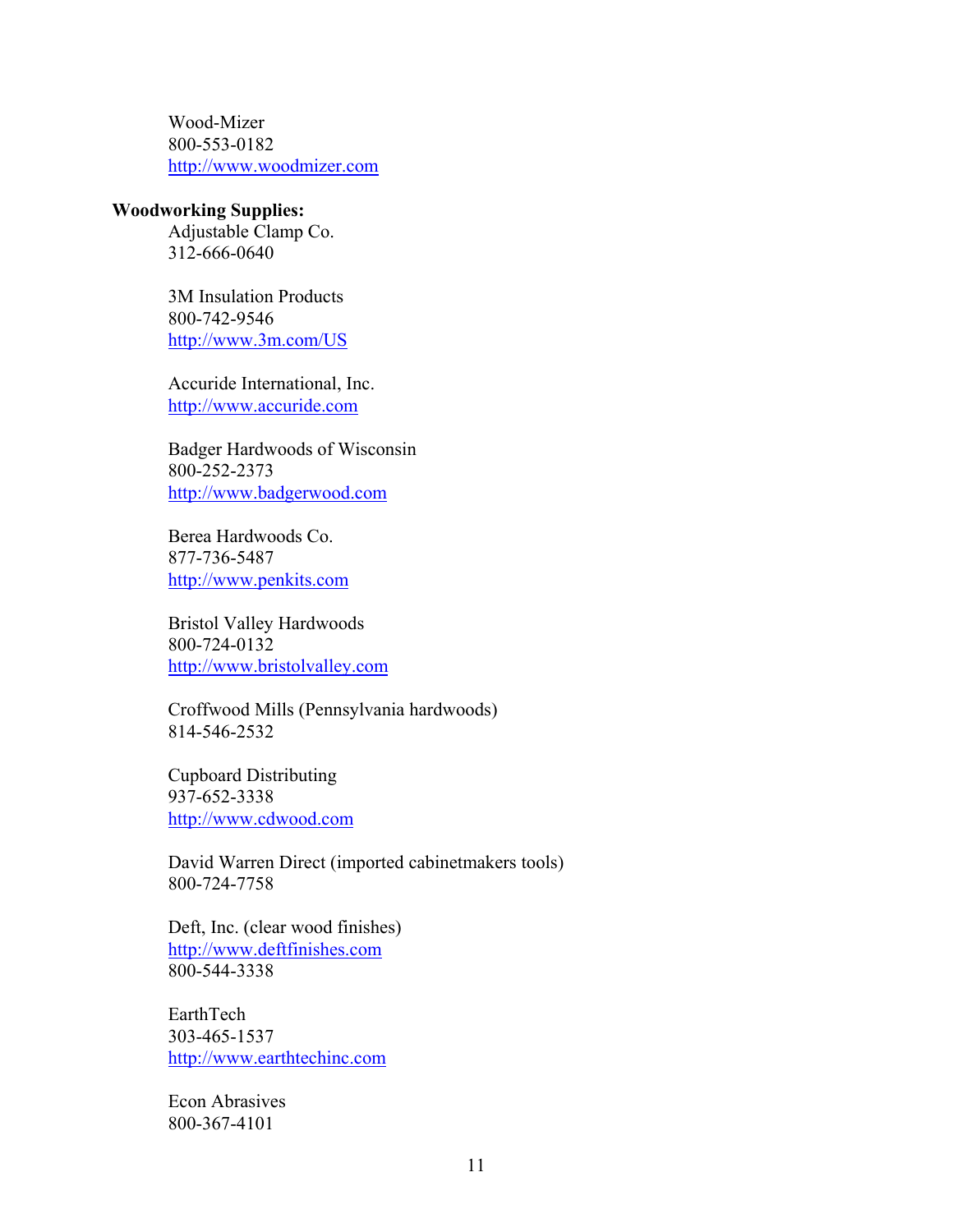Wood-Mizer
800-553-0182
http://www.woodmizer.com

**Woodworking Supplies:**

Adjustable Clamp Co.
312-666-0640

3M Insulation Products
800-742-9546
http://www.3m.com/US

Accuride International, Inc.
http://www.accuride.com

Badger Hardwoods of Wisconsin
800-252-2373
http://www.badgerwood.com

Berea Hardwoods Co.
877-736-5487
http://www.penkits.com

Bristol Valley Hardwoods
800-724-0132
http://www.bristolvalley.com

Croffwood Mills (Pennsylvania hardwoods)
814-546-2532

Cupboard Distributing
937-652-3338
http://www.cdwood.com

David Warren Direct (imported cabinetmakers tools)
800-724-7758

Deft, Inc. (clear wood finishes)
http://www.deftfinishes.com
800-544-3338

EarthTech
303-465-1537
http://www.earthtechinc.com

Econ Abrasives
800-367-4101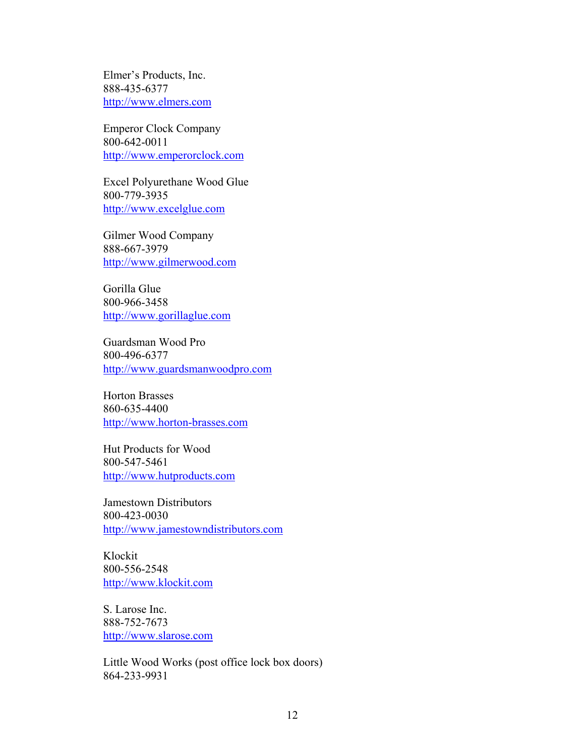Elmer's Products, Inc.  
888-435-6377  
http://www.elmers.com

Emperor Clock Company  
800-642-0011  
http://www.emperorclock.com

Excel Polyurethane Wood Glue  
800-779-3935  
http://www.excelglue.com

Gilmer Wood Company  
888-667-3979  
http://www.gilmerwood.com

Gorilla Glue  
800-966-3458  
http://www.gorillaglue.com

Guardsman Wood Pro  
800-496-6377  
http://www.guardsmanwoodpro.com

Horton Brasses  
860-635-4400  
http://www.horton-brasses.com

Hut Products for Wood  
800-547-5461  
http://www.hutproducts.com

Jamestown Distributors  
800-423-0030  
http://www.jamestowndistributors.com

Klockit  
800-556-2548  
http://www.klockit.com

S. Larose Inc.  
888-752-7673  
http://www.slarose.com

Little Wood Works (post office lock box doors)  
864-233-9931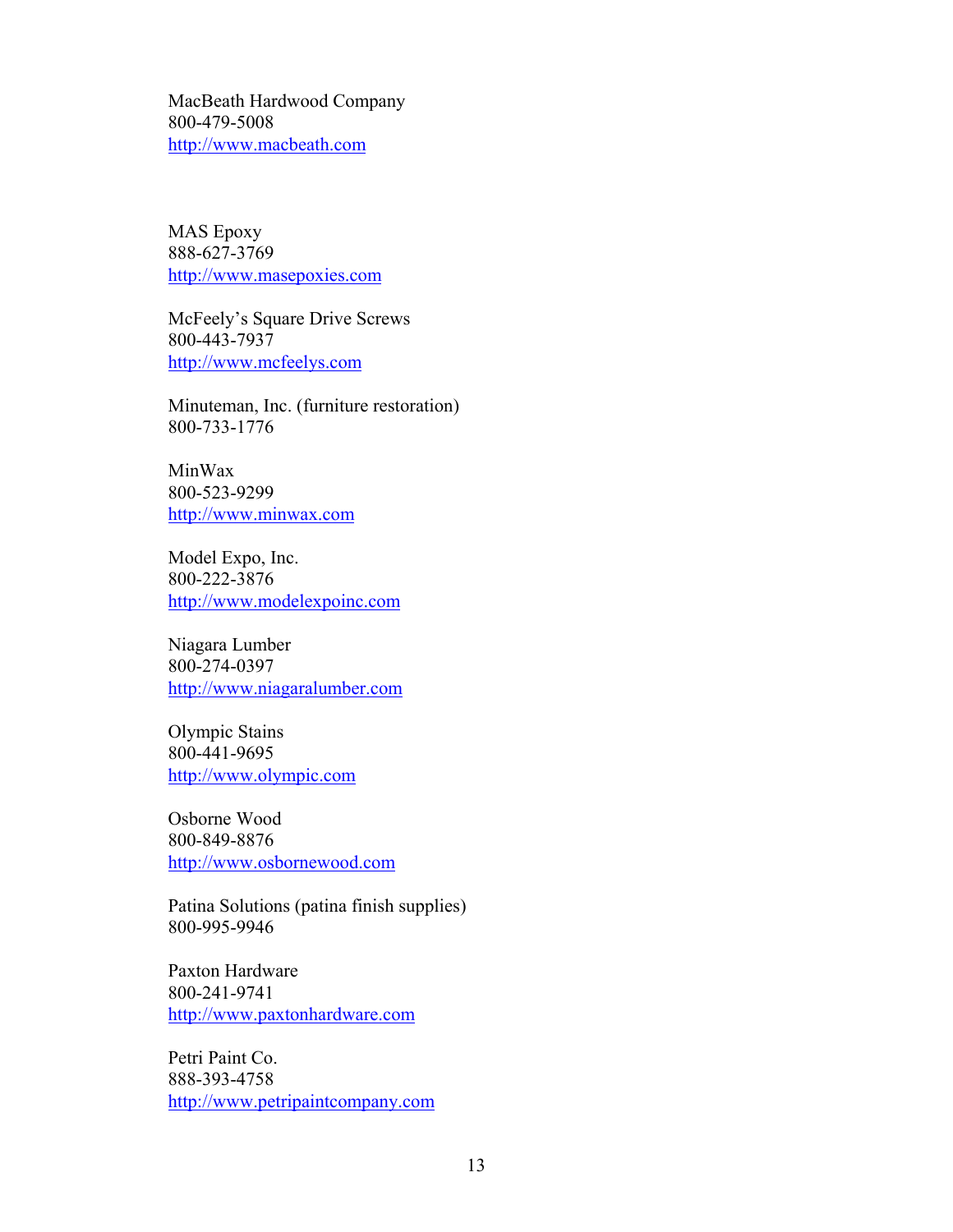MacBeath Hardwood Company
800-479-5008
http://www.macbeath.com

MAS Epoxy
888-627-3769
http://www.masepoxies.com

McFeely's Square Drive Screws
800-443-7937
http://www.mcfeelys.com

Minuteman, Inc. (furniture restoration)
800-733-1776

MinWax
800-523-9299
http://www.minwax.com

Model Expo, Inc.
800-222-3876
http://www.modelexpoinc.com

Niagara Lumber
800-274-0397
http://www.niagaralumber.com

Olympic Stains
800-441-9695
http://www.olympic.com

Osborne Wood
800-849-8876
http://www.osbornewood.com

Patina Solutions (patina finish supplies)
800-995-9946

Paxton Hardware
800-241-9741
http://www.paxtonhardware.com

Petri Paint Co.
888-393-4758
http://www.petripaintcompany.com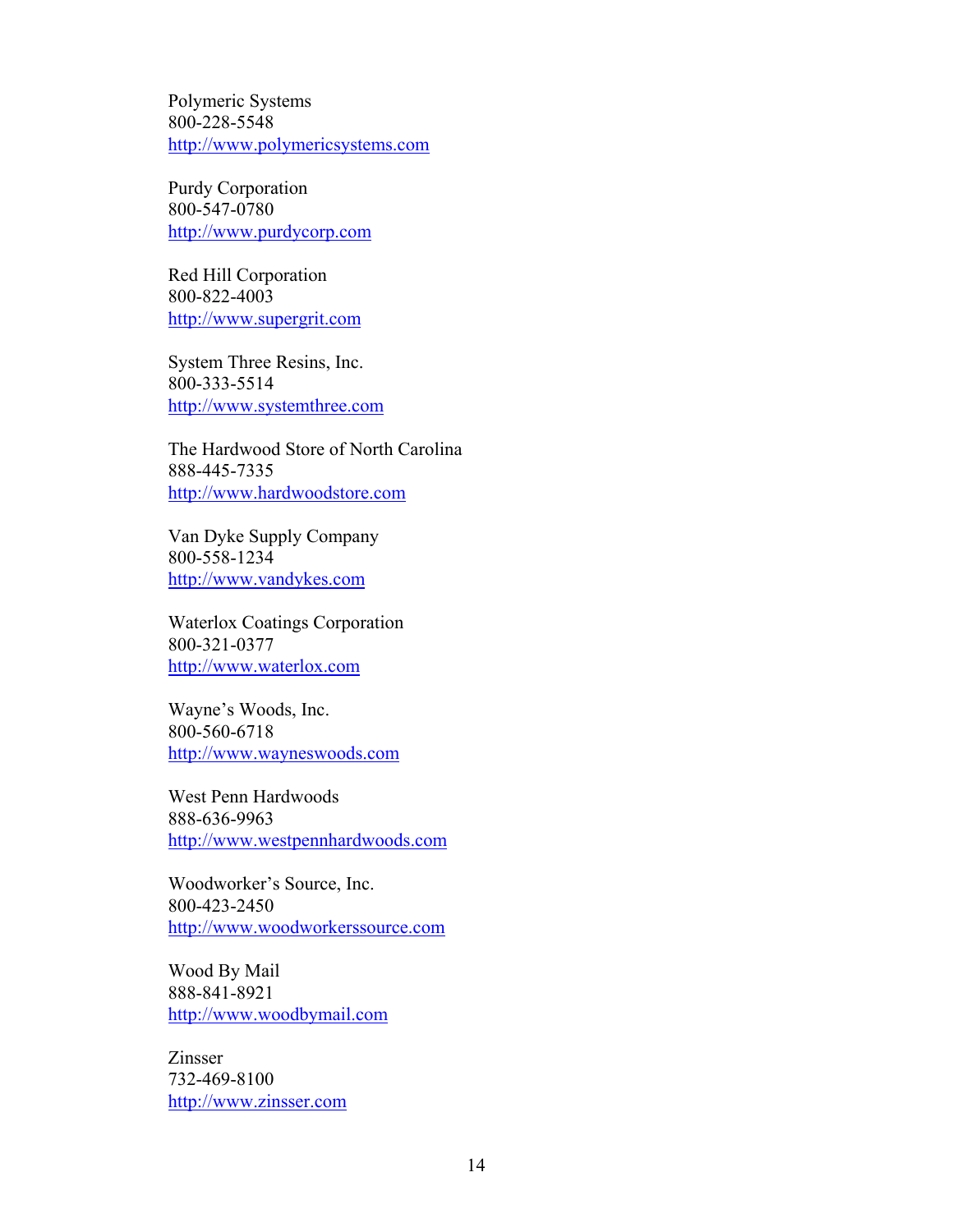Polymeric Systems
800-228-5548
http://www.polymericsystems.com

Purdy Corporation
800-547-0780
http://www.purdycorp.com

Red Hill Corporation
800-822-4003
http://www.supergrit.com

System Three Resins, Inc.
800-333-5514
http://www.systemthree.com

The Hardwood Store of North Carolina
888-445-7335
http://www.hardwoodstore.com

Van Dyke Supply Company
800-558-1234
http://www.vandykes.com

Waterlox Coatings Corporation
800-321-0377
http://www.waterlox.com

Wayne's Woods, Inc.
800-560-6718
http://www.wayneswoods.com

West Penn Hardwoods
888-636-9963
http://www.westpennhardwoods.com

Woodworker's Source, Inc.
800-423-2450
http://www.woodworkerssource.com

Wood By Mail
888-841-8921
http://www.woodbymail.com

Zinsser
732-469-8100
http://www.zinsser.com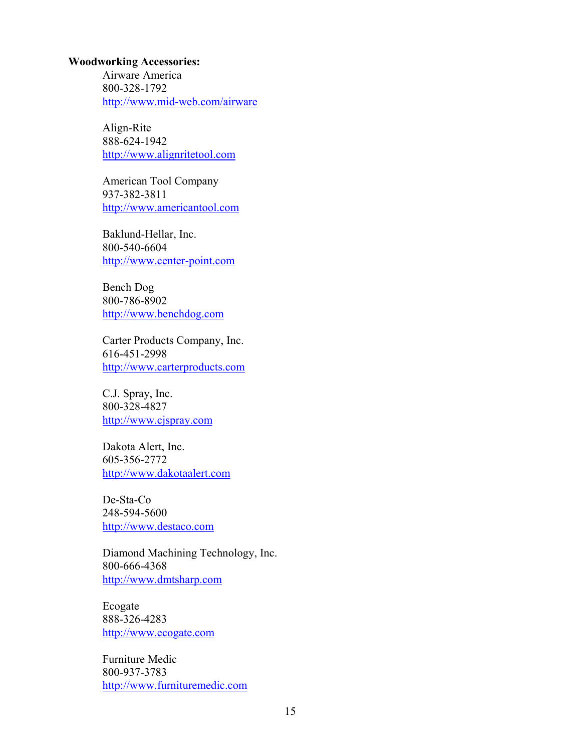**Woodworking Accessories:**

Airware America
800-328-1792
http://www.mid-web.com/airware

Align-Rite
888-624-1942
http://www.alignritetool.com

American Tool Company
937-382-3811
http://www.americantool.com

Baklund-Hellar, Inc.
800-540-6604
http://www.center-point.com

Bench Dog
800-786-8902
http://www.benchdog.com

Carter Products Company, Inc.
616-451-2998
http://www.carterproducts.com

C.J. Spray, Inc.
800-328-4827
http://www.cjspray.com

Dakota Alert, Inc.
605-356-2772
http://www.dakotaalert.com

De-Sta-Co
248-594-5600
http://www.destaco.com

Diamond Machining Technology, Inc.
800-666-4368
http://www.dmtsharp.com

Ecogate
888-326-4283
http://www.ecogate.com

Furniture Medic
800-937-3783
http://www.furnituremedic.com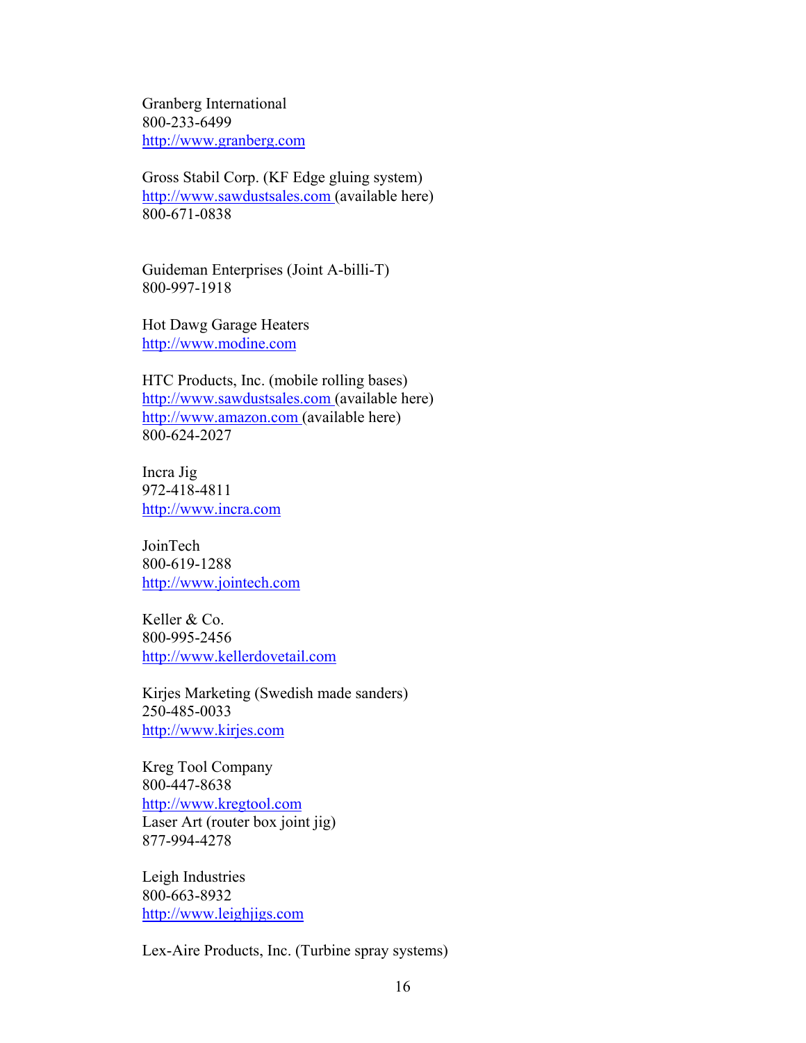Granberg International
800-233-6499
http://www.granberg.com

Gross Stabil Corp. (KF Edge gluing system)
http://www.sawdustsales.com (available here)
800-671-0838

Guideman Enterprises (Joint A-billi-T)
800-997-1918

Hot Dawg Garage Heaters
http://www.modine.com

HTC Products, Inc. (mobile rolling bases)
http://www.sawdustsales.com (available here)
http://www.amazon.com (available here)
800-624-2027

Incra Jig
972-418-4811
http://www.incra.com

JoinTech
800-619-1288
http://www.jointech.com

Keller & Co.
800-995-2456
http://www.kellerdovetail.com

Kirjes Marketing (Swedish made sanders)
250-485-0033
http://www.kirjes.com

Kreg Tool Company
800-447-8638
http://www.kregtool.com
Laser Art (router box joint jig)
877-994-4278

Leigh Industries
800-663-8932
http://www.leighjigs.com

Lex-Aire Products, Inc. (Turbine spray systems)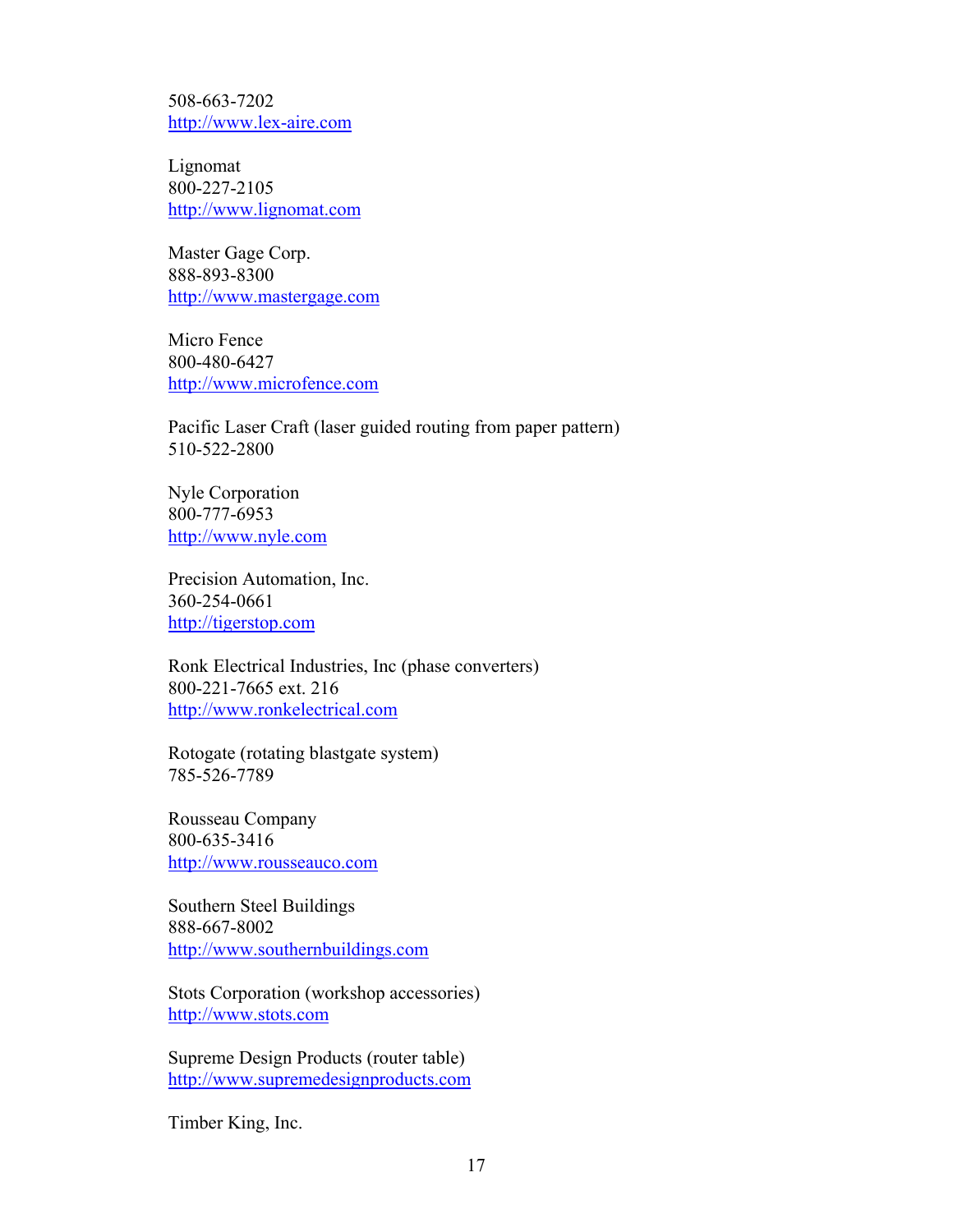508-663-7202
http://www.lex-aire.com

Lignomat
800-227-2105
http://www.lignomat.com

Master Gage Corp.
888-893-8300
http://www.mastergage.com

Micro Fence
800-480-6427
http://www.microfence.com

Pacific Laser Craft (laser guided routing from paper pattern)
510-522-2800

Nyle Corporation
800-777-6953
http://www.nyle.com

Precision Automation, Inc.
360-254-0661
http://tigerstop.com

Ronk Electrical Industries, Inc (phase converters)
800-221-7665 ext. 216
http://www.ronkelectrical.com

Rotogate (rotating blastgate system)
785-526-7789

Rousseau Company
800-635-3416
http://www.rousseauco.com

Southern Steel Buildings
888-667-8002
http://www.southernbuildings.com

Stots Corporation (workshop accessories)
http://www.stots.com

Supreme Design Products (router table)
http://www.supremedesignproducts.com

Timber King, Inc.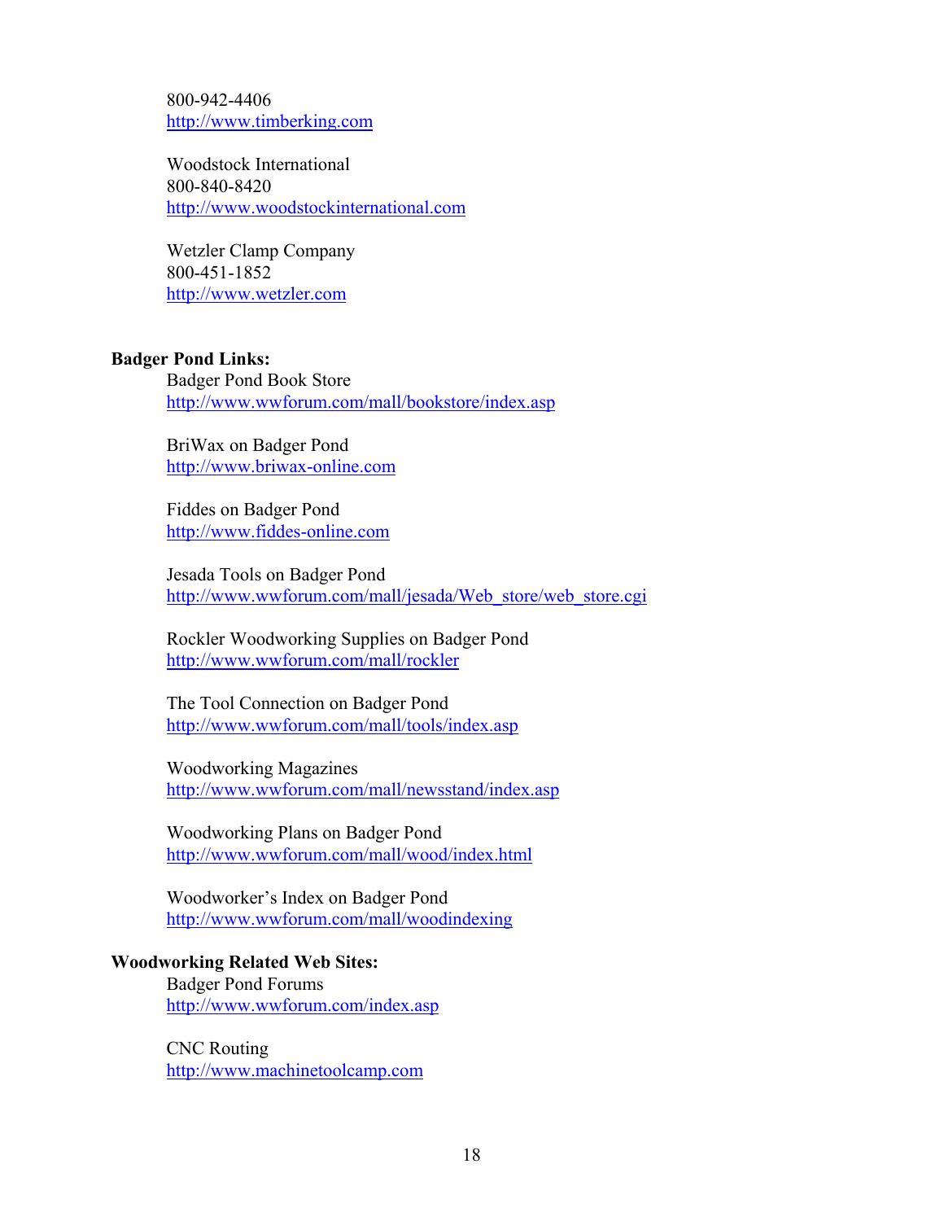800-942-4406
http://www.timberking.com

Woodstock International
800-840-8420
http://www.woodstockinternational.com

Wetzler Clamp Company
800-451-1852
http://www.wetzler.com

**Badger Pond Links:**

Badger Pond Book Store
http://www.wwforum.com/mall/bookstore/index.asp

BriWax on Badger Pond
http://www.briwax-online.com

Fiddes on Badger Pond
http://www.fiddes-online.com

Jesada Tools on Badger Pond
http://www.wwforum.com/mall/jesada/Web_store/web_store.cgi

Rockler Woodworking Supplies on Badger Pond
http://www.wwforum.com/mall/rockler

The Tool Connection on Badger Pond
http://www.wwforum.com/mall/tools/index.asp

Woodworking Magazines
http://www.wwforum.com/mall/newsstand/index.asp

Woodworking Plans on Badger Pond
http://www.wwforum.com/mall/wood/index.html

Woodworker's Index on Badger Pond
http://www.wwforum.com/mall/woodindexing

**Woodworking Related Web Sites:**

Badger Pond Forums
http://www.wwforum.com/index.asp

CNC Routing
http://www.machinetoolcamp.com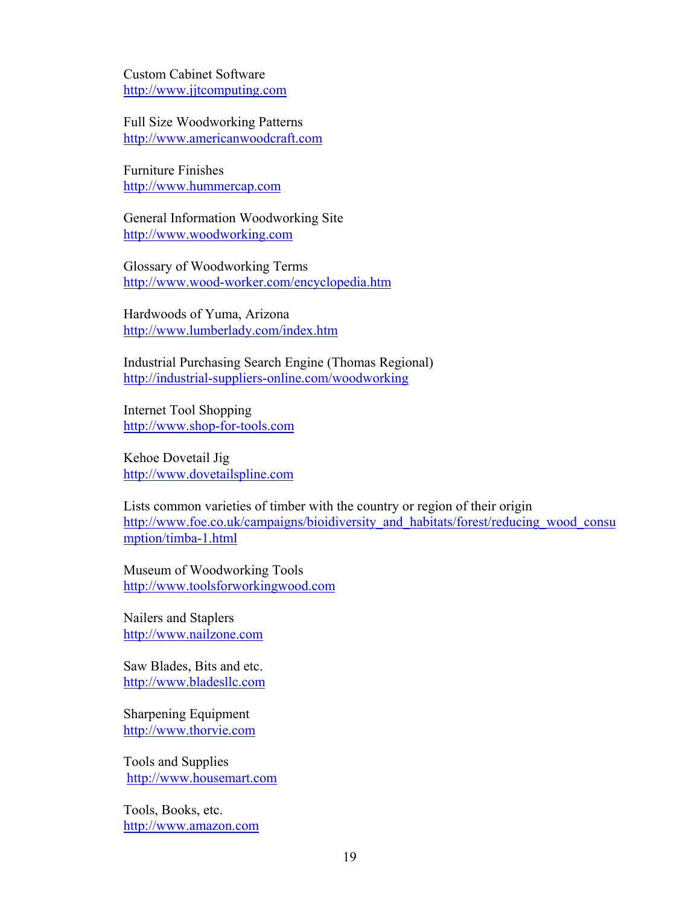Custom Cabinet Software
http://www.jjtcomputing.com

Full Size Woodworking Patterns
http://www.americanwoodcraft.com

Furniture Finishes
http://www.hummercap.com

General Information Woodworking Site
http://www.woodworking.com

Glossary of Woodworking Terms
http://www.wood-worker.com/encyclopedia.htm

Hardwoods of Yuma, Arizona
http://www.lumberlady.com/index.htm

Industrial Purchasing Search Engine (Thomas Regional)
http://industrial-suppliers-online.com/woodworking

Internet Tool Shopping
http://www.shop-for-tools.com

Kehoe Dovetail Jig
http://www.dovetailspline.com

Lists common varieties of timber with the country or region of their origin
http://www.foe.co.uk/campaigns/bioidiversity_and_habitats/forest/reducing_wood_consumption/timba-1.html

Museum of Woodworking Tools
http://www.toolsforworkingwood.com

Nailers and Staplers
http://www.nailzone.com

Saw Blades, Bits and etc.
http://www.bladesllc.com

Sharpening Equipment
http://www.thorvie.com

Tools and Supplies
http://www.housemart.com

Tools, Books, etc.
http://www.amazon.com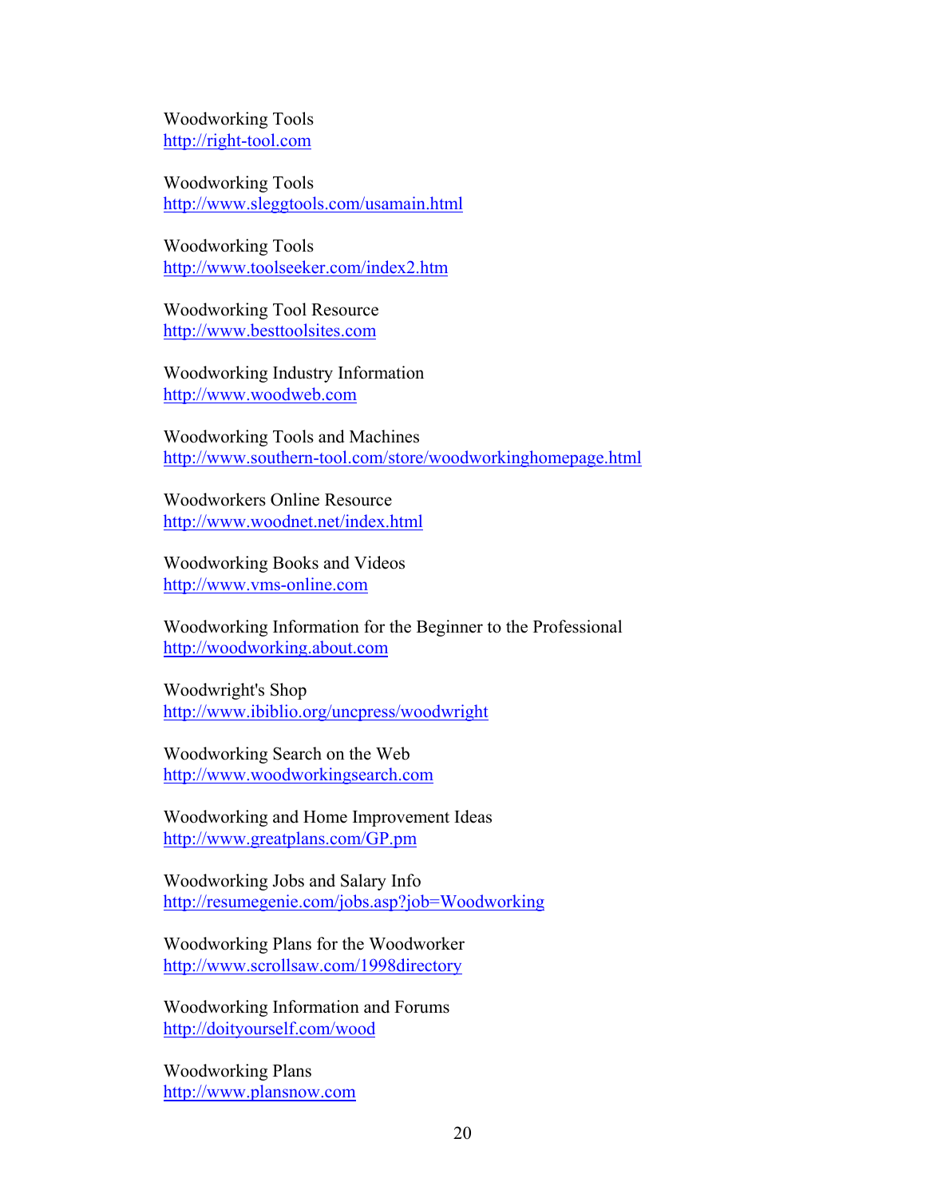Woodworking Tools
http://right-tool.com

Woodworking Tools
http://www.sleggtools.com/usamain.html

Woodworking Tools
http://www.toolseeker.com/index2.htm

Woodworking Tool Resource
http://www.besttoolsites.com

Woodworking Industry Information
http://www.woodweb.com

Woodworking Tools and Machines
http://www.southern-tool.com/store/woodworkinghomepage.html

Woodworkers Online Resource
http://www.woodnet.net/index.html

Woodworking Books and Videos
http://www.vms-online.com

Woodworking Information for the Beginner to the Professional
http://woodworking.about.com

Woodwright's Shop
http://www.ibiblio.org/uncpress/woodwright

Woodworking Search on the Web
http://www.woodworkingsearch.com

Woodworking and Home Improvement Ideas
http://www.greatplans.com/GP.pm

Woodworking Jobs and Salary Info
http://resumegenie.com/jobs.asp?job=Woodworking

Woodworking Plans for the Woodworker
http://www.scrollsaw.com/1998directory

Woodworking Information and Forums
http://doityourself.com/wood

Woodworking Plans
http://www.plansnow.com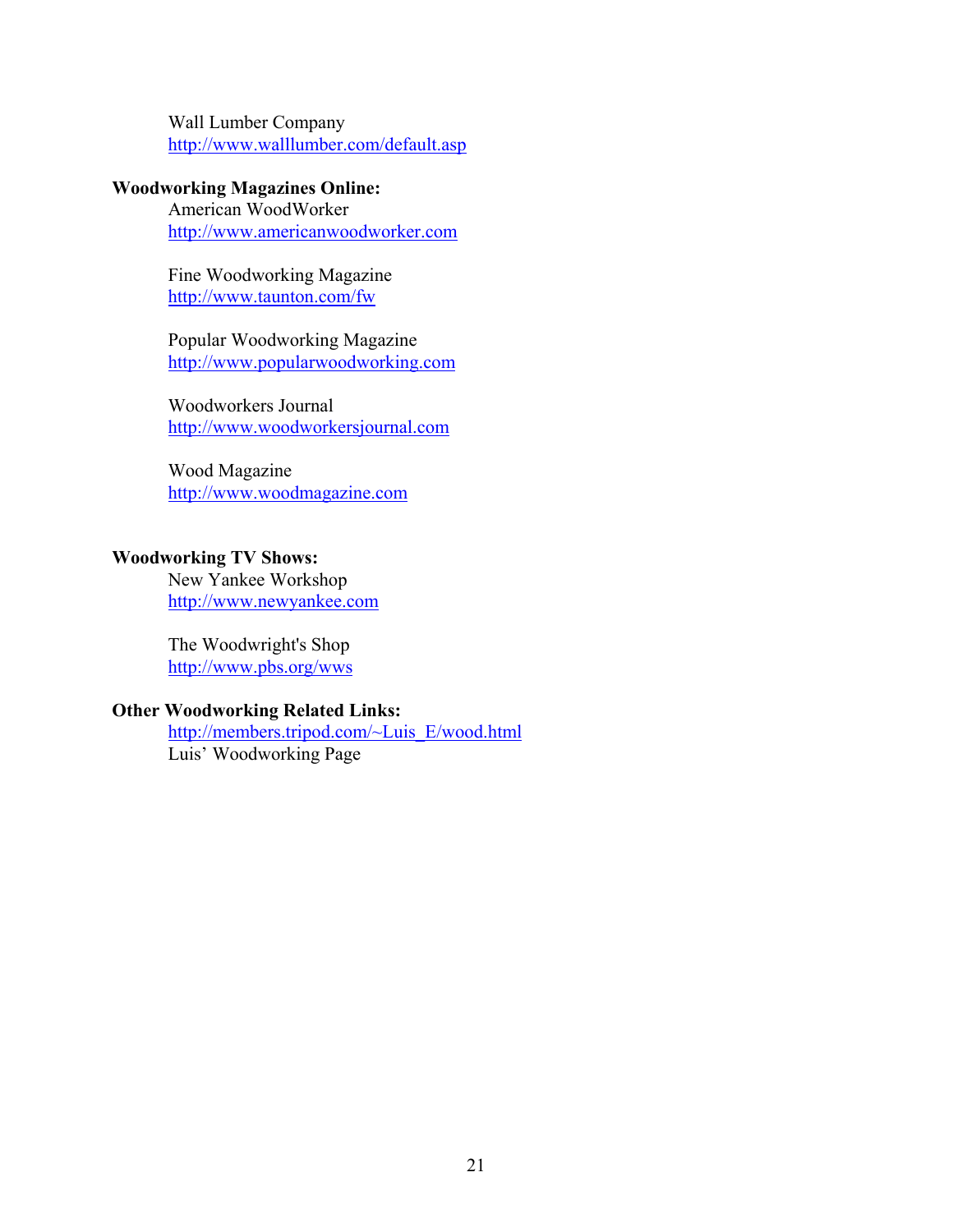Wall Lumber Company
http://www.walllumber.com/default.asp

**Woodworking Magazines Online:**

American WoodWorker
http://www.americanwoodworker.com

Fine Woodworking Magazine
http://www.taunton.com/fw

Popular Woodworking Magazine
http://www.popularwoodworking.com

Woodworkers Journal
http://www.woodworkersjournal.com

Wood Magazine
http://www.woodmagazine.com

**Woodworking TV Shows:**

New Yankee Workshop
http://www.newyankee.com

The Woodwright's Shop
http://www.pbs.org/wws

**Other Woodworking Related Links:**

http://members.tripod.com/~Luis_E/wood.html
Luis' Woodworking Page